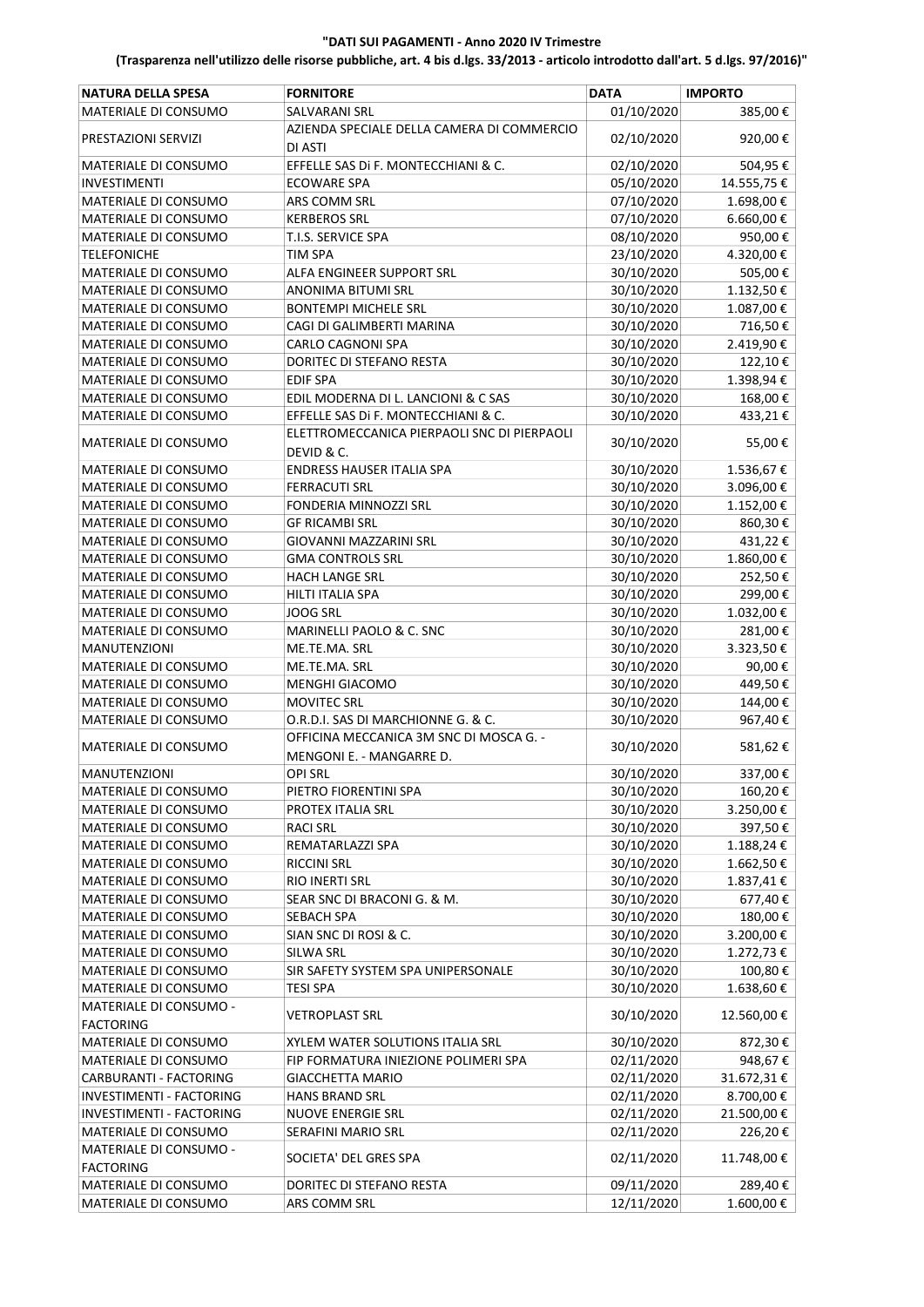**"DATI SUI PAGAMENTI - Anno 2020 IV Trimestre**

**(Trasparenza nell'utilizzo delle risorse pubbliche, art. 4 bis d.lgs. 33/2013 - articolo introdotto dall'art. 5 d.lgs. 97/2016)"**

| NATURA DELLA SPESA | FORNITORE | DATA | IMPORTO |
|---|---|---|---|
| MATERIALE DI CONSUMO | SALVARANI SRL | 01/10/2020 | 385,00 € |
| PRESTAZIONI SERVIZI | AZIENDA SPECIALE DELLA CAMERA DI COMMERCIO DI ASTI | 02/10/2020 | 920,00 € |
| MATERIALE DI CONSUMO | EFFELLE SAS Di F. MONTECCHIANI & C. | 02/10/2020 | 504,95 € |
| INVESTIMENTI | ECOWARE SPA | 05/10/2020 | 14.555,75 € |
| MATERIALE DI CONSUMO | ARS COMM SRL | 07/10/2020 | 1.698,00 € |
| MATERIALE DI CONSUMO | KERBEROS SRL | 07/10/2020 | 6.660,00 € |
| MATERIALE DI CONSUMO | T.I.S. SERVICE SPA | 08/10/2020 | 950,00 € |
| TELEFONICHE | TIM SPA | 23/10/2020 | 4.320,00 € |
| MATERIALE DI CONSUMO | ALFA ENGINEER SUPPORT SRL | 30/10/2020 | 505,00 € |
| MATERIALE DI CONSUMO | ANONIMA BITUMI SRL | 30/10/2020 | 1.132,50 € |
| MATERIALE DI CONSUMO | BONTEMPI MICHELE SRL | 30/10/2020 | 1.087,00 € |
| MATERIALE DI CONSUMO | CAGI DI GALIMBERTI MARINA | 30/10/2020 | 716,50 € |
| MATERIALE DI CONSUMO | CARLO CAGNONI SPA | 30/10/2020 | 2.419,90 € |
| MATERIALE DI CONSUMO | DORITEC DI STEFANO RESTA | 30/10/2020 | 122,10 € |
| MATERIALE DI CONSUMO | EDIF SPA | 30/10/2020 | 1.398,94 € |
| MATERIALE DI CONSUMO | EDIL MODERNA DI L. LANCIONI & C SAS | 30/10/2020 | 168,00 € |
| MATERIALE DI CONSUMO | EFFELLE SAS Di F. MONTECCHIANI & C. | 30/10/2020 | 433,21 € |
| MATERIALE DI CONSUMO | ELETTROMECCANICA PIERPAOLI SNC DI PIERPAOLI DEVID & C. | 30/10/2020 | 55,00 € |
| MATERIALE DI CONSUMO | ENDRESS HAUSER ITALIA SPA | 30/10/2020 | 1.536,67 € |
| MATERIALE DI CONSUMO | FERRACUTI SRL | 30/10/2020 | 3.096,00 € |
| MATERIALE DI CONSUMO | FONDERIA MINNOZZI SRL | 30/10/2020 | 1.152,00 € |
| MATERIALE DI CONSUMO | GF RICAMBI SRL | 30/10/2020 | 860,30 € |
| MATERIALE DI CONSUMO | GIOVANNI MAZZARINI SRL | 30/10/2020 | 431,22 € |
| MATERIALE DI CONSUMO | GMA CONTROLS SRL | 30/10/2020 | 1.860,00 € |
| MATERIALE DI CONSUMO | HACH LANGE SRL | 30/10/2020 | 252,50 € |
| MATERIALE DI CONSUMO | HILTI ITALIA SPA | 30/10/2020 | 299,00 € |
| MATERIALE DI CONSUMO | JOOG SRL | 30/10/2020 | 1.032,00 € |
| MATERIALE DI CONSUMO | MARINELLI PAOLO & C. SNC | 30/10/2020 | 281,00 € |
| MANUTENZIONI | ME.TE.MA. SRL | 30/10/2020 | 3.323,50 € |
| MATERIALE DI CONSUMO | ME.TE.MA. SRL | 30/10/2020 | 90,00 € |
| MATERIALE DI CONSUMO | MENGHI GIACOMO | 30/10/2020 | 449,50 € |
| MATERIALE DI CONSUMO | MOVITEC SRL | 30/10/2020 | 144,00 € |
| MATERIALE DI CONSUMO | O.R.D.I. SAS DI MARCHIONNE G. & C. | 30/10/2020 | 967,40 € |
| MATERIALE DI CONSUMO | OFFICINA MECCANICA 3M SNC DI MOSCA G. - MENGONI E. - MANGARRE D. | 30/10/2020 | 581,62 € |
| MANUTENZIONI | OPI SRL | 30/10/2020 | 337,00 € |
| MATERIALE DI CONSUMO | PIETRO FIORENTINI SPA | 30/10/2020 | 160,20 € |
| MATERIALE DI CONSUMO | PROTEX ITALIA SRL | 30/10/2020 | 3.250,00 € |
| MATERIALE DI CONSUMO | RACI SRL | 30/10/2020 | 397,50 € |
| MATERIALE DI CONSUMO | REMATARLAZZI SPA | 30/10/2020 | 1.188,24 € |
| MATERIALE DI CONSUMO | RICCINI SRL | 30/10/2020 | 1.662,50 € |
| MATERIALE DI CONSUMO | RIO INERTI SRL | 30/10/2020 | 1.837,41 € |
| MATERIALE DI CONSUMO | SEAR SNC DI BRACONI G. & M. | 30/10/2020 | 677,40 € |
| MATERIALE DI CONSUMO | SEBACH SPA | 30/10/2020 | 180,00 € |
| MATERIALE DI CONSUMO | SIAN SNC DI ROSI & C. | 30/10/2020 | 3.200,00 € |
| MATERIALE DI CONSUMO | SILWA SRL | 30/10/2020 | 1.272,73 € |
| MATERIALE DI CONSUMO | SIR SAFETY SYSTEM SPA UNIPERSONALE | 30/10/2020 | 100,80 € |
| MATERIALE DI CONSUMO | TESI SPA | 30/10/2020 | 1.638,60 € |
| MATERIALE DI CONSUMO - FACTORING | VETROPLAST SRL | 30/10/2020 | 12.560,00 € |
| MATERIALE DI CONSUMO | XYLEM WATER SOLUTIONS ITALIA SRL | 30/10/2020 | 872,30 € |
| MATERIALE DI CONSUMO | FIP FORMATURA INIEZIONE POLIMERI SPA | 02/11/2020 | 948,67 € |
| CARBURANTI - FACTORING | GIACCHETTA MARIO | 02/11/2020 | 31.672,31 € |
| INVESTIMENTI - FACTORING | HANS BRAND SRL | 02/11/2020 | 8.700,00 € |
| INVESTIMENTI - FACTORING | NUOVE ENERGIE SRL | 02/11/2020 | 21.500,00 € |
| MATERIALE DI CONSUMO | SERAFINI MARIO SRL | 02/11/2020 | 226,20 € |
| MATERIALE DI CONSUMO - FACTORING | SOCIETA' DEL GRES SPA | 02/11/2020 | 11.748,00 € |
| MATERIALE DI CONSUMO | DORITEC DI STEFANO RESTA | 09/11/2020 | 289,40 € |
| MATERIALE DI CONSUMO | ARS COMM SRL | 12/11/2020 | 1.600,00 € |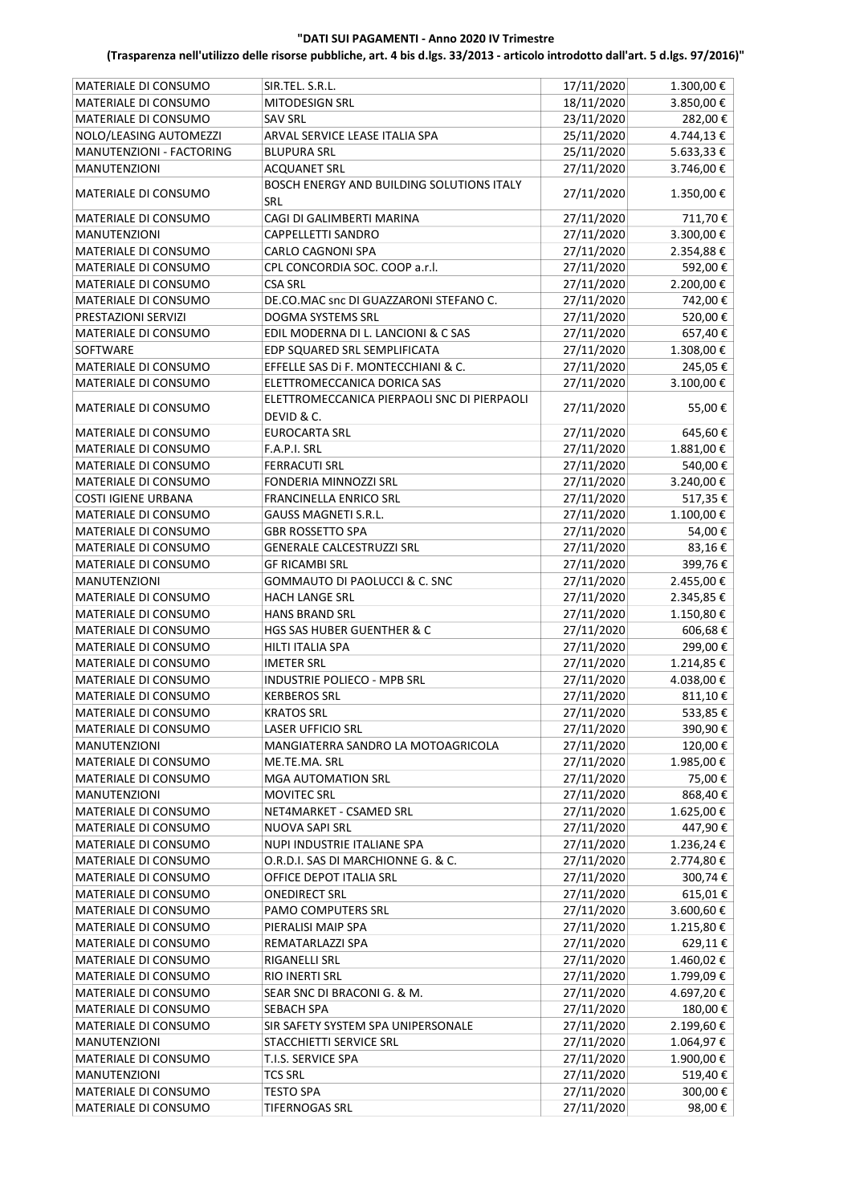**"DATI SUI PAGAMENTI - Anno 2020 IV Trimestre**

**(Trasparenza nell'utilizzo delle risorse pubbliche, art. 4 bis d.lgs. 33/2013 - articolo introdotto dall'art. 5 d.lgs. 97/2016)"**

| | | | |
|---|---|---|---|
| MATERIALE DI CONSUMO | SIR.TEL. S.R.L. | 17/11/2020 | 1.300,00 € |
| MATERIALE DI CONSUMO | MITODESIGN SRL | 18/11/2020 | 3.850,00 € |
| MATERIALE DI CONSUMO | SAV SRL | 23/11/2020 | 282,00 € |
| NOLO/LEASING AUTOMEZZI | ARVAL SERVICE LEASE ITALIA SPA | 25/11/2020 | 4.744,13 € |
| MANUTENZIONI - FACTORING | BLUPURA SRL | 25/11/2020 | 5.633,33 € |
| MANUTENZIONI | ACQUANET SRL | 27/11/2020 | 3.746,00 € |
| MATERIALE DI CONSUMO | BOSCH ENERGY AND BUILDING SOLUTIONS ITALY SRL | 27/11/2020 | 1.350,00 € |
| MATERIALE DI CONSUMO | CAGI DI GALIMBERTI MARINA | 27/11/2020 | 711,70 € |
| MANUTENZIONI | CAPPELLETTI SANDRO | 27/11/2020 | 3.300,00 € |
| MATERIALE DI CONSUMO | CARLO CAGNONI SPA | 27/11/2020 | 2.354,88 € |
| MATERIALE DI CONSUMO | CPL CONCORDIA SOC. COOP a.r.l. | 27/11/2020 | 592,00 € |
| MATERIALE DI CONSUMO | CSA SRL | 27/11/2020 | 2.200,00 € |
| MATERIALE DI CONSUMO | DE.CO.MAC snc DI GUAZZARONI STEFANO C. | 27/11/2020 | 742,00 € |
| PRESTAZIONI SERVIZI | DOGMA SYSTEMS SRL | 27/11/2020 | 520,00 € |
| MATERIALE DI CONSUMO | EDIL MODERNA DI L. LANCIONI & C SAS | 27/11/2020 | 657,40 € |
| SOFTWARE | EDP SQUARED SRL SEMPLIFICATA | 27/11/2020 | 1.308,00 € |
| MATERIALE DI CONSUMO | EFFELLE SAS Di F. MONTECCHIANI & C. | 27/11/2020 | 245,05 € |
| MATERIALE DI CONSUMO | ELETTROMECCANICA DORICA SAS | 27/11/2020 | 3.100,00 € |
| MATERIALE DI CONSUMO | ELETTROMECCANICA PIERPAOLI SNC DI PIERPAOLI DEVID & C. | 27/11/2020 | 55,00 € |
| MATERIALE DI CONSUMO | EUROCARTA SRL | 27/11/2020 | 645,60 € |
| MATERIALE DI CONSUMO | F.A.P.I. SRL | 27/11/2020 | 1.881,00 € |
| MATERIALE DI CONSUMO | FERRACUTI SRL | 27/11/2020 | 540,00 € |
| MATERIALE DI CONSUMO | FONDERIA MINNOZZI SRL | 27/11/2020 | 3.240,00 € |
| COSTI IGIENE URBANA | FRANCINELLA ENRICO SRL | 27/11/2020 | 517,35 € |
| MATERIALE DI CONSUMO | GAUSS MAGNETI S.R.L. | 27/11/2020 | 1.100,00 € |
| MATERIALE DI CONSUMO | GBR ROSSETTO SPA | 27/11/2020 | 54,00 € |
| MATERIALE DI CONSUMO | GENERALE CALCESTRUZZI SRL | 27/11/2020 | 83,16 € |
| MATERIALE DI CONSUMO | GF RICAMBI SRL | 27/11/2020 | 399,76 € |
| MANUTENZIONI | GOMMAUTO DI PAOLUCCI & C. SNC | 27/11/2020 | 2.455,00 € |
| MATERIALE DI CONSUMO | HACH LANGE SRL | 27/11/2020 | 2.345,85 € |
| MATERIALE DI CONSUMO | HANS BRAND SRL | 27/11/2020 | 1.150,80 € |
| MATERIALE DI CONSUMO | HGS SAS HUBER GUENTHER & C | 27/11/2020 | 606,68 € |
| MATERIALE DI CONSUMO | HILTI ITALIA SPA | 27/11/2020 | 299,00 € |
| MATERIALE DI CONSUMO | IMETER SRL | 27/11/2020 | 1.214,85 € |
| MATERIALE DI CONSUMO | INDUSTRIE POLIECO - MPB SRL | 27/11/2020 | 4.038,00 € |
| MATERIALE DI CONSUMO | KERBEROS SRL | 27/11/2020 | 811,10 € |
| MATERIALE DI CONSUMO | KRATOS SRL | 27/11/2020 | 533,85 € |
| MATERIALE DI CONSUMO | LASER UFFICIO SRL | 27/11/2020 | 390,90 € |
| MANUTENZIONI | MANGIATERRA SANDRO LA MOTOAGRICOLA | 27/11/2020 | 120,00 € |
| MATERIALE DI CONSUMO | ME.TE.MA. SRL | 27/11/2020 | 1.985,00 € |
| MATERIALE DI CONSUMO | MGA AUTOMATION SRL | 27/11/2020 | 75,00 € |
| MANUTENZIONI | MOVITEC SRL | 27/11/2020 | 868,40 € |
| MATERIALE DI CONSUMO | NET4MARKET - CSAMED SRL | 27/11/2020 | 1.625,00 € |
| MATERIALE DI CONSUMO | NUOVA SAPI SRL | 27/11/2020 | 447,90 € |
| MATERIALE DI CONSUMO | NUPI INDUSTRIE ITALIANE SPA | 27/11/2020 | 1.236,24 € |
| MATERIALE DI CONSUMO | O.R.D.I. SAS DI MARCHIONNE G. & C. | 27/11/2020 | 2.774,80 € |
| MATERIALE DI CONSUMO | OFFICE DEPOT ITALIA SRL | 27/11/2020 | 300,74 € |
| MATERIALE DI CONSUMO | ONEDIRECT SRL | 27/11/2020 | 615,01 € |
| MATERIALE DI CONSUMO | PAMO COMPUTERS SRL | 27/11/2020 | 3.600,60 € |
| MATERIALE DI CONSUMO | PIERALISI MAIP SPA | 27/11/2020 | 1.215,80 € |
| MATERIALE DI CONSUMO | REMATARLAZZI SPA | 27/11/2020 | 629,11 € |
| MATERIALE DI CONSUMO | RIGANELLI SRL | 27/11/2020 | 1.460,02 € |
| MATERIALE DI CONSUMO | RIO INERTI SRL | 27/11/2020 | 1.799,09 € |
| MATERIALE DI CONSUMO | SEAR SNC DI BRACONI G. & M. | 27/11/2020 | 4.697,20 € |
| MATERIALE DI CONSUMO | SEBACH SPA | 27/11/2020 | 180,00 € |
| MATERIALE DI CONSUMO | SIR SAFETY SYSTEM SPA UNIPERSONALE | 27/11/2020 | 2.199,60 € |
| MANUTENZIONI | STACCHIETTI SERVICE SRL | 27/11/2020 | 1.064,97 € |
| MATERIALE DI CONSUMO | T.I.S. SERVICE SPA | 27/11/2020 | 1.900,00 € |
| MANUTENZIONI | TCS SRL | 27/11/2020 | 519,40 € |
| MATERIALE DI CONSUMO | TESTO SPA | 27/11/2020 | 300,00 € |
| MATERIALE DI CONSUMO | TIFERNOGAS SRL | 27/11/2020 | 98,00 € |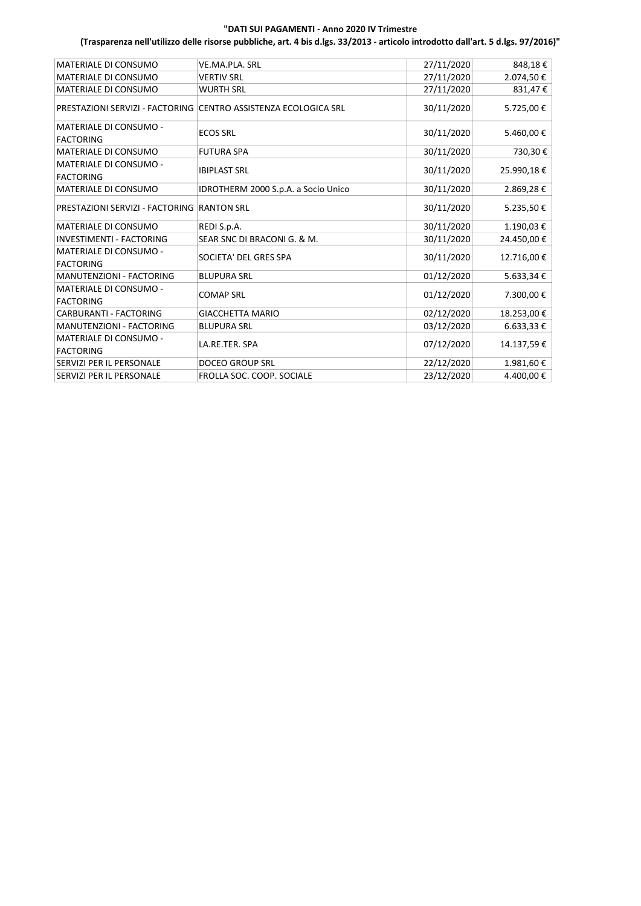**"DATI SUI PAGAMENTI - Anno 2020 IV Trimestre**

**(Trasparenza nell'utilizzo delle risorse pubbliche, art. 4 bis d.lgs. 33/2013 - articolo introdotto dall'art. 5 d.lgs. 97/2016)"**

| | | | |
|---|---|---|---|
| MATERIALE DI CONSUMO | VE.MA.PLA. SRL | 27/11/2020 | 848,18 € |
| MATERIALE DI CONSUMO | VERTIV SRL | 27/11/2020 | 2.074,50 € |
| MATERIALE DI CONSUMO | WURTH SRL | 27/11/2020 | 831,47 € |
| PRESTAZIONI SERVIZI - FACTORING | CENTRO ASSISTENZA ECOLOGICA SRL | 30/11/2020 | 5.725,00 € |
| MATERIALE DI CONSUMO - FACTORING | ECOS SRL | 30/11/2020 | 5.460,00 € |
| MATERIALE DI CONSUMO | FUTURA SPA | 30/11/2020 | 730,30 € |
| MATERIALE DI CONSUMO - FACTORING | IBIPLAST SRL | 30/11/2020 | 25.990,18 € |
| MATERIALE DI CONSUMO | IDROTHERM 2000 S.p.A. a Socio Unico | 30/11/2020 | 2.869,28 € |
| PRESTAZIONI SERVIZI - FACTORING | RANTON SRL | 30/11/2020 | 5.235,50 € |
| MATERIALE DI CONSUMO | REDI S.p.A. | 30/11/2020 | 1.190,03 € |
| INVESTIMENTI - FACTORING | SEAR SNC DI BRACONI G. & M. | 30/11/2020 | 24.450,00 € |
| MATERIALE DI CONSUMO - FACTORING | SOCIETA' DEL GRES SPA | 30/11/2020 | 12.716,00 € |
| MANUTENZIONI - FACTORING | BLUPURA SRL | 01/12/2020 | 5.633,34 € |
| MATERIALE DI CONSUMO - FACTORING | COMAP SRL | 01/12/2020 | 7.300,00 € |
| CARBURANTI - FACTORING | GIACCHETTA MARIO | 02/12/2020 | 18.253,00 € |
| MANUTENZIONI - FACTORING | BLUPURA SRL | 03/12/2020 | 6.633,33 € |
| MATERIALE DI CONSUMO - FACTORING | LA.RE.TER. SPA | 07/12/2020 | 14.137,59 € |
| SERVIZI PER IL PERSONALE | DOCEO GROUP SRL | 22/12/2020 | 1.981,60 € |
| SERVIZI PER IL PERSONALE | FROLLA SOC. COOP. SOCIALE | 23/12/2020 | 4.400,00 € |